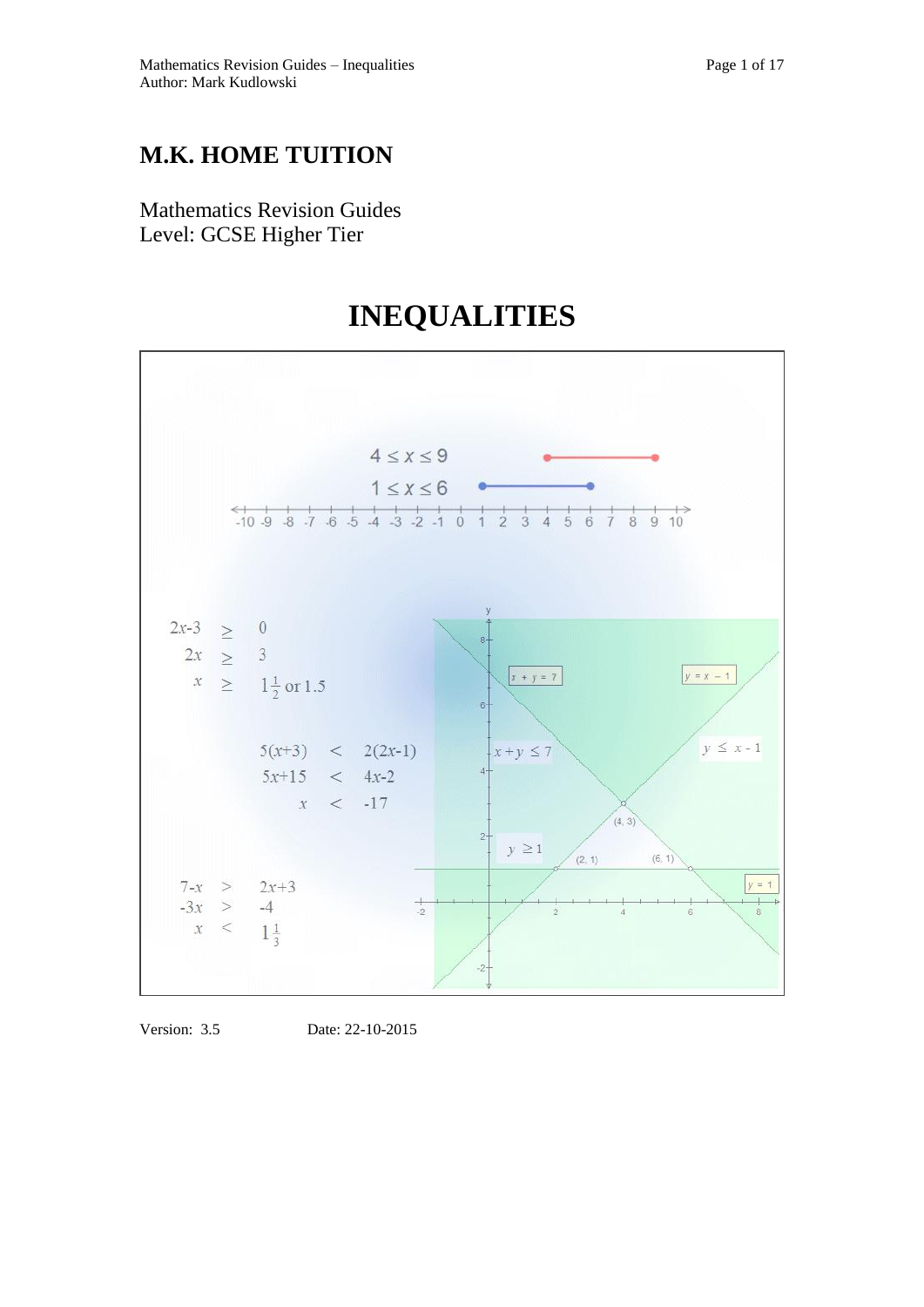# M.K. HOME TUITION

Mathematics Revision Guides
Level: GCSE Higher Tier

# INEQUALITIES

$4 \le x \le 9$

$1 \le x \le 6$

-10 -9 -8 -7 -6 -5 -4 -3 -2 -1 0 1 2 3 4 5 6 7 8 9 10

$$\begin{aligned} 2x-3 &\ge 0 \\ 2x &\ge 3 \\ x &\ge 1\tfrac{1}{2} \text{ or } 1.5 \end{aligned}$$

$$\begin{aligned} 5(x+3) &< 2(2x-1) \\ 5x+15 &< 4x-2 \\ x &< -17 \end{aligned}$$

$$\begin{aligned} 7-x &> 2x+3 \\ -3x &> -4 \\ x &< 1\tfrac{1}{3} \end{aligned}$$

y

$x + y = 7$

$y = x - 1$

$x + y \le 7$

$y \le x - 1$

$y \ge 1$

(4, 3)

(2, 1)

(6, 1)

$y = 1$

-2 2 4 6 8

8 6 4 2 -2

Version: 3.5 Date: 22-10-2015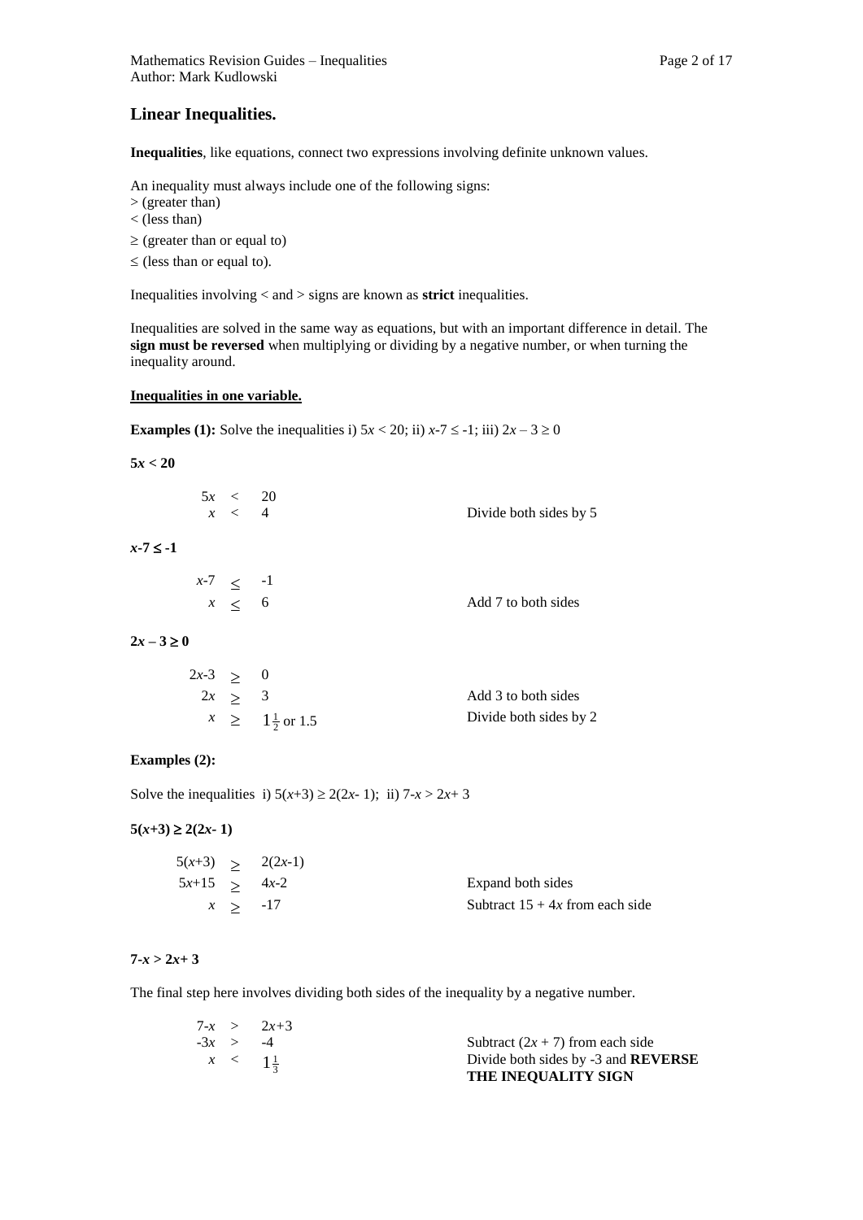## Linear Inequalities.

**Inequalities**, like equations, connect two expressions involving definite unknown values.

An inequality must always include one of the following signs:
> (greater than)
< (less than)
≥ (greater than or equal to)
≤ (less than or equal to).

Inequalities involving < and > signs are known as **strict** inequalities.

Inequalities are solved in the same way as equations, but with an important difference in detail. The **sign must be reversed** when multiplying or dividing by a negative number, or when turning the inequality around.

### Inequalities in one variable.

**Examples (1):** Solve the inequalities i) $5x < 20$; ii) $x-7 \le -1$; iii) $2x - 3 \ge 0$

**$5x < 20$**

| | |
|---|---|
| $5x < 20$ | |
| $x < 4$ | Divide both sides by 5 |

**$x-7 \le -1$**

| | |
|---|---|
| $x-7 \le -1$ | |
| $x \le 6$ | Add 7 to both sides |

**$2x - 3 \ge 0$**

| | |
|---|---|
| $2x-3 \ge 0$ | |
| $2x \ge 3$ | Add 3 to both sides |
| $x \ge 1\frac{1}{2}$ or 1.5 | Divide both sides by 2 |

**Examples (2):**

Solve the inequalities i) $5(x+3) \ge 2(2x-1)$; ii) $7-x > 2x+3$

**$5(x+3) \ge 2(2x-1)$**

| | |
|---|---|
| $5(x+3) \ge 2(2x-1)$ | |
| $5x+15 \ge 4x-2$ | Expand both sides |
| $x \ge -17$ | Subtract $15 + 4x$ from each side |

**$7-x > 2x+3$**

The final step here involves dividing both sides of the inequality by a negative number.

| | |
|---|---|
| $7-x > 2x+3$ | |
| $-3x > -4$ | Subtract $(2x + 7)$ from each side |
| $x < 1\frac{1}{3}$ | Divide both sides by -3 and **REVERSE THE INEQUALITY SIGN** |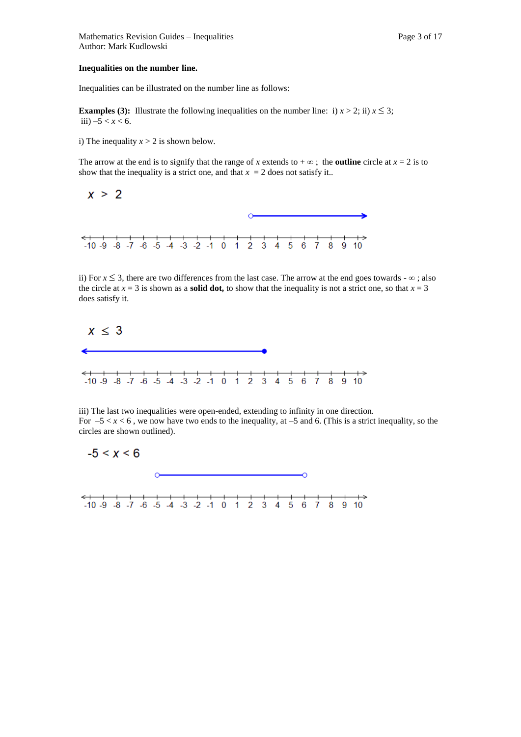**Inequalities on the number line.**

Inequalities can be illustrated on the number line as follows:

**Examples (3):** Illustrate the following inequalities on the number line: i) $x > 2$; ii) $x \leq 3$; iii) $-5 < x < 6$.

i) The inequality $x > 2$ is shown below.

The arrow at the end is to signify that the range of $x$ extends to $+\infty$; the **outline** circle at $x = 2$ is to show that the inequality is a strict one, and that $x = 2$ does not satisfy it..

$x > 2$

-10 -9 -8 -7 -6 -5 -4 -3 -2 -1 0 1 2 3 4 5 6 7 8 9 10

ii) For $x \leq 3$, there are two differences from the last case. The arrow at the end goes towards $-\infty$; also the circle at $x = 3$ is shown as a **solid dot,** to show that the inequality is not a strict one, so that $x = 3$ does satisfy it.

$x \leq 3$

-10 -9 -8 -7 -6 -5 -4 -3 -2 -1 0 1 2 3 4 5 6 7 8 9 10

iii) The last two inequalities were open-ended, extending to infinity in one direction.
For $-5 < x < 6$, we now have two ends to the inequality, at $-5$ and 6. (This is a strict inequality, so the circles are shown outlined).

$-5 < x < 6$

-10 -9 -8 -7 -6 -5 -4 -3 -2 -1 0 1 2 3 4 5 6 7 8 9 10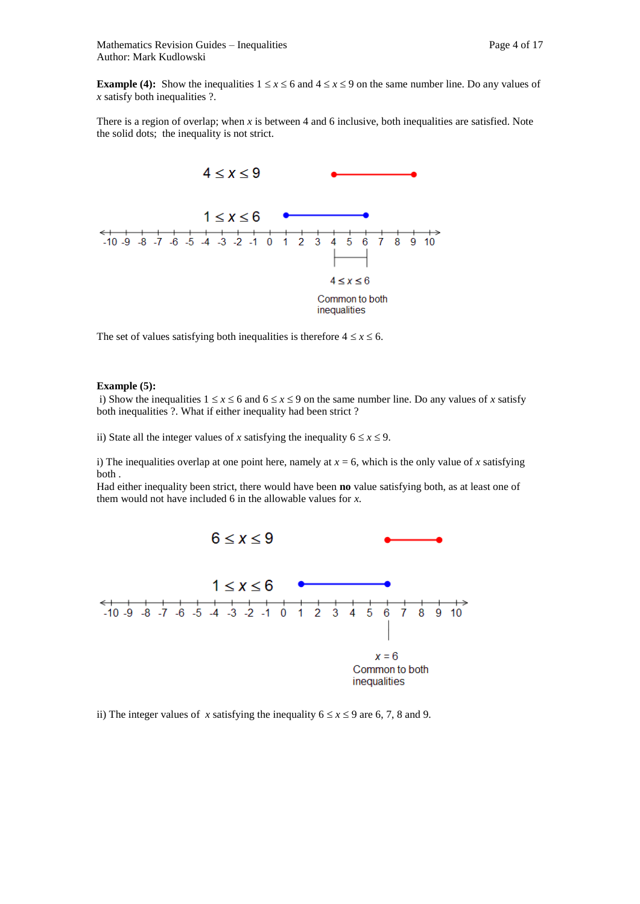**Example (4):** Show the inequalities $1 \le x \le 6$ and $4 \le x \le 9$ on the same number line. Do any values of $x$ satisfy both inequalities ?.

There is a region of overlap; when $x$ is between 4 and 6 inclusive, both inequalities are satisfied. Note the solid dots; the inequality is not strict.

$4 \le x \le 9$

$1 \le x \le 6$

-10 -9 -8 -7 -6 -5 -4 -3 -2 -1 0 1 2 3 4 5 6 7 8 9 10

$4 \le x \le 6$

Common to both inequalities

The set of values satisfying both inequalities is therefore $4 \le x \le 6$.

**Example (5):**

i) Show the inequalities $1 \le x \le 6$ and $6 \le x \le 9$ on the same number line. Do any values of $x$ satisfy both inequalities ?. What if either inequality had been strict ?

ii) State all the integer values of $x$ satisfying the inequality $6 \le x \le 9$.

i) The inequalities overlap at one point here, namely at $x = 6$, which is the only value of $x$ satisfying both .

Had either inequality been strict, there would have been **no** value satisfying both, as at least one of them would not have included 6 in the allowable values for $x$.

$6 \le x \le 9$

$1 \le x \le 6$

-10 -9 -8 -7 -6 -5 -4 -3 -2 -1 0 1 2 3 4 5 6 7 8 9 10

$x = 6$

Common to both inequalities

ii) The integer values of $x$ satisfying the inequality $6 \le x \le 9$ are 6, 7, 8 and 9.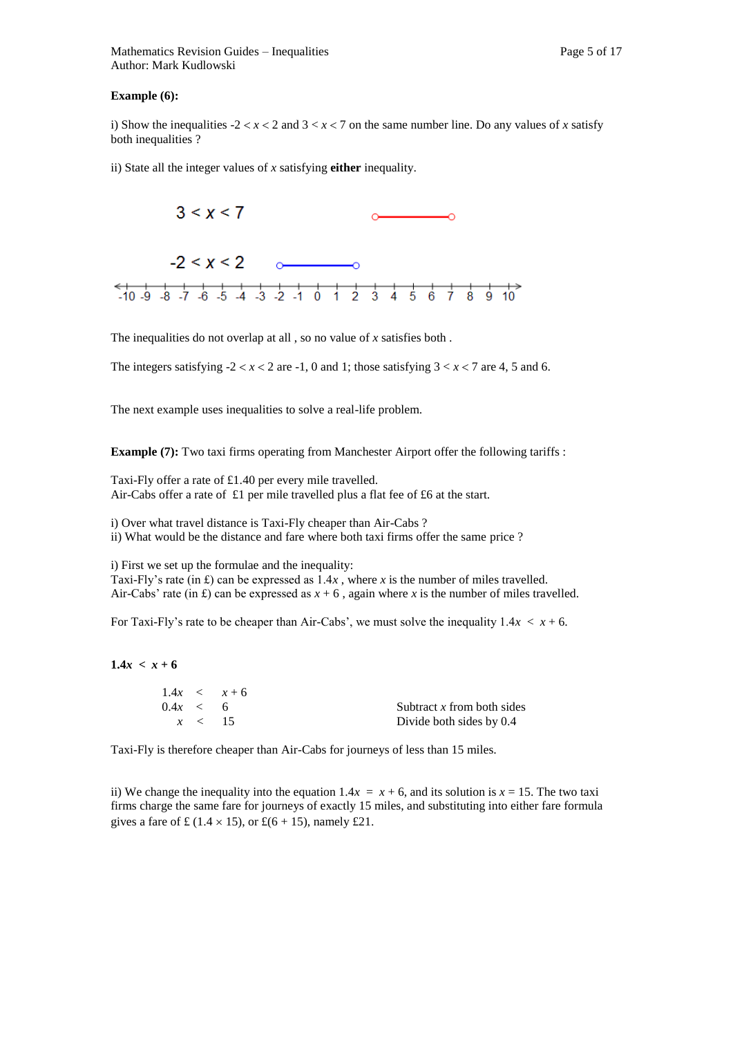**Example (6):**

i) Show the inequalities $-2 < x < 2$ and $3 < x < 7$ on the same number line. Do any values of $x$ satisfy both inequalities ?

ii) State all the integer values of $x$ satisfying **either** inequality.

$3 < x < 7$

$-2 < x < 2$

-10 -9 -8 -7 -6 -5 -4 -3 -2 -1 0 1 2 3 4 5 6 7 8 9 10

The inequalities do not overlap at all , so no value of $x$ satisfies both .

The integers satisfying $-2 < x < 2$ are -1, 0 and 1; those satisfying $3 < x < 7$ are 4, 5 and 6.

The next example uses inequalities to solve a real-life problem.

**Example (7):** Two taxi firms operating from Manchester Airport offer the following tariffs :

Taxi-Fly offer a rate of £1.40 per every mile travelled.
Air-Cabs offer a rate of £1 per mile travelled plus a flat fee of £6 at the start.

i) Over what travel distance is Taxi-Fly cheaper than Air-Cabs ?
ii) What would be the distance and fare where both taxi firms offer the same price ?

i) First we set up the formulae and the inequality:
Taxi-Fly's rate (in £) can be expressed as $1.4x$ , where $x$ is the number of miles travelled.
Air-Cabs' rate (in £) can be expressed as $x + 6$ , again where $x$ is the number of miles travelled.

For Taxi-Fly's rate to be cheaper than Air-Cabs', we must solve the inequality $1.4x < x + 6$.

**$1.4x < x + 6$**

| | | | |
|---|---|---|---|
| $1.4x$ | $<$ | $x + 6$ | |
| $0.4x$ | $<$ | $6$ | Subtract $x$ from both sides |
| $x$ | $<$ | $15$ | Divide both sides by 0.4 |

Taxi-Fly is therefore cheaper than Air-Cabs for journeys of less than 15 miles.

ii) We change the inequality into the equation $1.4x = x + 6$, and its solution is $x = 15$. The two taxi firms charge the same fare for journeys of exactly 15 miles, and substituting into either fare formula gives a fare of £ $(1.4 \times 15)$, or £$(6 + 15)$, namely £21.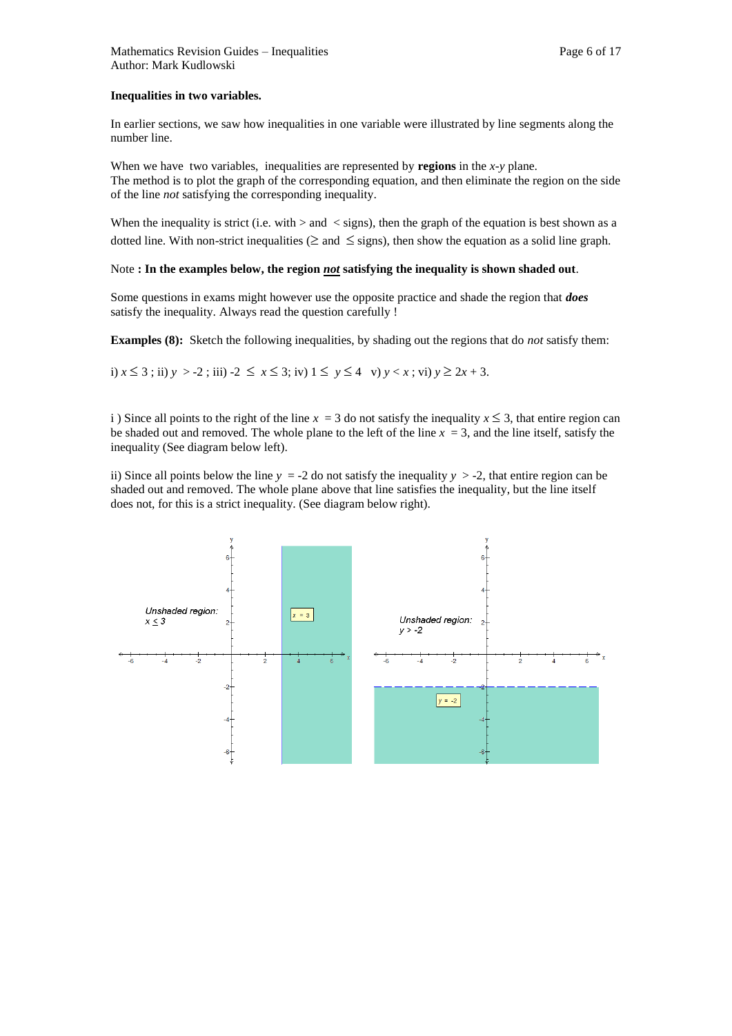**Inequalities in two variables.**

In earlier sections, we saw how inequalities in one variable were illustrated by line segments along the number line.

When we have two variables, inequalities are represented by **regions** in the *x*-*y* plane.
The method is to plot the graph of the corresponding equation, and then eliminate the region on the side of the line *not* satisfying the corresponding inequality.

When the inequality is strict (i.e. with > and < signs), then the graph of the equation is best shown as a dotted line. With non-strict inequalities ($\geq$ and $\leq$ signs), then show the equation as a solid line graph.

Note **: In the examples below, the region *not* satisfying the inequality is shown shaded out**.

Some questions in exams might however use the opposite practice and shade the region that ***does*** satisfy the inequality. Always read the question carefully !

**Examples (8):** Sketch the following inequalities, by shading out the regions that do *not* satisfy them:

i) $x \leq 3$ ; ii) $y > -2$ ; iii) $-2 \leq x \leq 3$; iv) $1 \leq y \leq 4$ v) $y < x$ ; vi) $y \geq 2x + 3$.

i ) Since all points to the right of the line $x = 3$ do not satisfy the inequality $x \leq 3$, that entire region can be shaded out and removed. The whole plane to the left of the line $x = 3$, and the line itself, satisfy the inequality (See diagram below left).

ii) Since all points below the line $y = -2$ do not satisfy the inequality $y > -2$, that entire region can be shaded out and removed. The whole plane above that line satisfies the inequality, but the line itself does not, for this is a strict inequality. (See diagram below right).

Unshaded region:
x ≤ 3
x = 3

Unshaded region:
y > -2
y = -2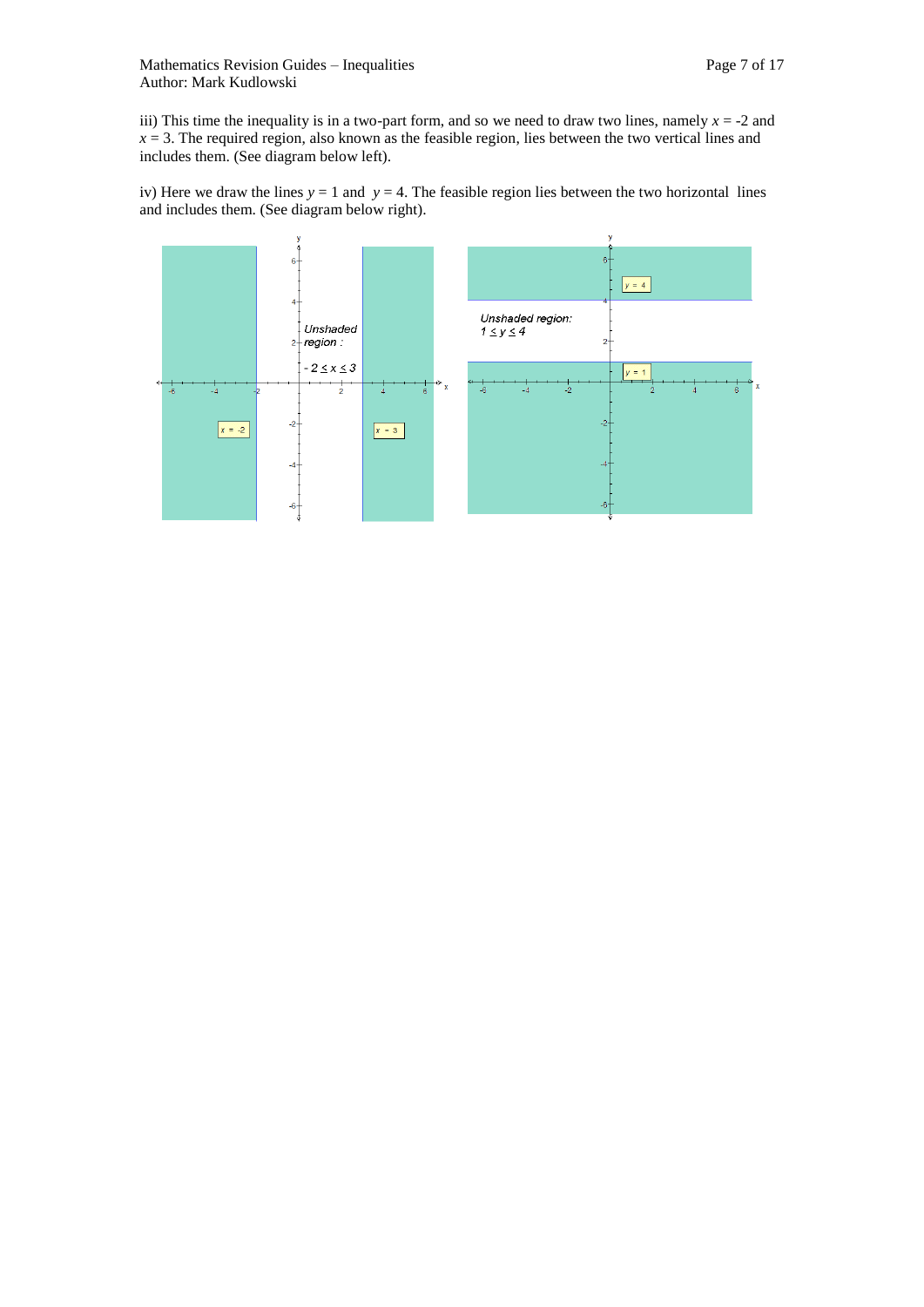iii) This time the inequality is in a two-part form, and so we need to draw two lines, namely $x$ = -2 and $x$ = 3. The required region, also known as the feasible region, lies between the two vertical lines and includes them. (See diagram below left).

iv) Here we draw the lines $y$ = 1 and $y$ = 4. The feasible region lies between the two horizontal lines and includes them. (See diagram below right).

Unshaded region : $-2 \leq x \leq 3$

$x = -2$

$x = 3$

Unshaded region: $1 \leq y \leq 4$

$y = 4$

$y = 1$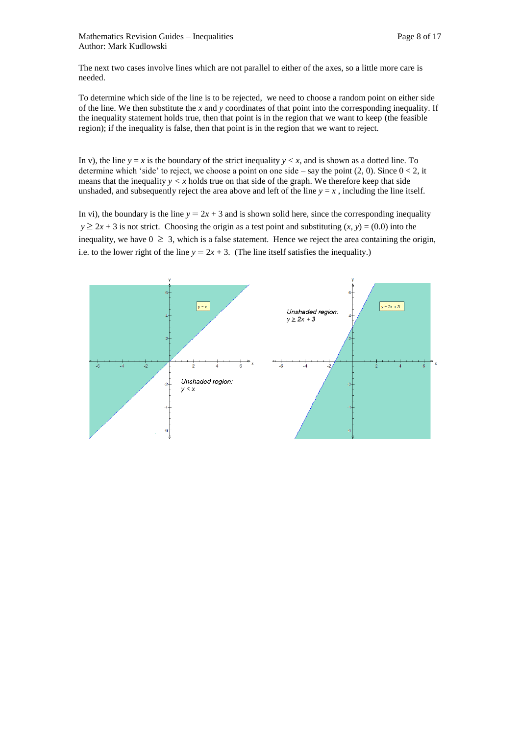The next two cases involve lines which are not parallel to either of the axes, so a little more care is needed.

To determine which side of the line is to be rejected, we need to choose a random point on either side of the line. We then substitute the $x$ and $y$ coordinates of that point into the corresponding inequality. If the inequality statement holds true, then that point is in the region that we want to keep (the feasible region); if the inequality is false, then that point is in the region that we want to reject.

In v), the line $y = x$ is the boundary of the strict inequality $y < x$, and is shown as a dotted line. To determine which 'side' to reject, we choose a point on one side – say the point (2, 0). Since $0 < 2$, it means that the inequality $y < x$ holds true on that side of the graph. We therefore keep that side unshaded, and subsequently reject the area above and left of the line $y = x$ , including the line itself.

In vi), the boundary is the line $y = 2x + 3$ and is shown solid here, since the corresponding inequality $y \geq 2x + 3$ is not strict. Choosing the origin as a test point and substituting $(x, y) = (0.0)$ into the inequality, we have $0 \geq 3$, which is a false statement. Hence we reject the area containing the origin, i.e. to the lower right of the line $y = 2x + 3$. (The line itself satisfies the inequality.)

y = x

Unshaded region:
$y < x$

y = 2x + 3

Unshaded region:
$y \geq 2x + 3$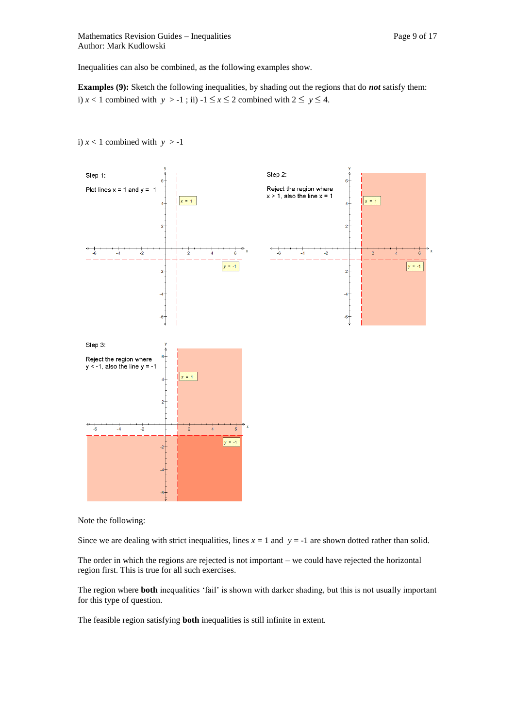Inequalities can also be combined, as the following examples show.

**Examples (9):** Sketch the following inequalities, by shading out the regions that do ***not*** satisfy them: i) $x < 1$ combined with $y > -1$ ; ii) $-1 \le x \le 2$ combined with $2 \le y \le 4$.

i) $x < 1$ combined with $y > -1$

Step 1:

Plot lines x = 1 and y = -1

x = 1

y = -1

Step 2:

Reject the region where x > 1, also the line x = 1

x = 1

y = -1

Step 3:

Reject the region where y < -1, also the line y = -1

x = 1

y = -1

Note the following:

Since we are dealing with strict inequalities, lines $x = 1$ and $y = -1$ are shown dotted rather than solid.

The order in which the regions are rejected is not important – we could have rejected the horizontal region first. This is true for all such exercises.

The region where **both** inequalities 'fail' is shown with darker shading, but this is not usually important for this type of question.

The feasible region satisfying **both** inequalities is still infinite in extent.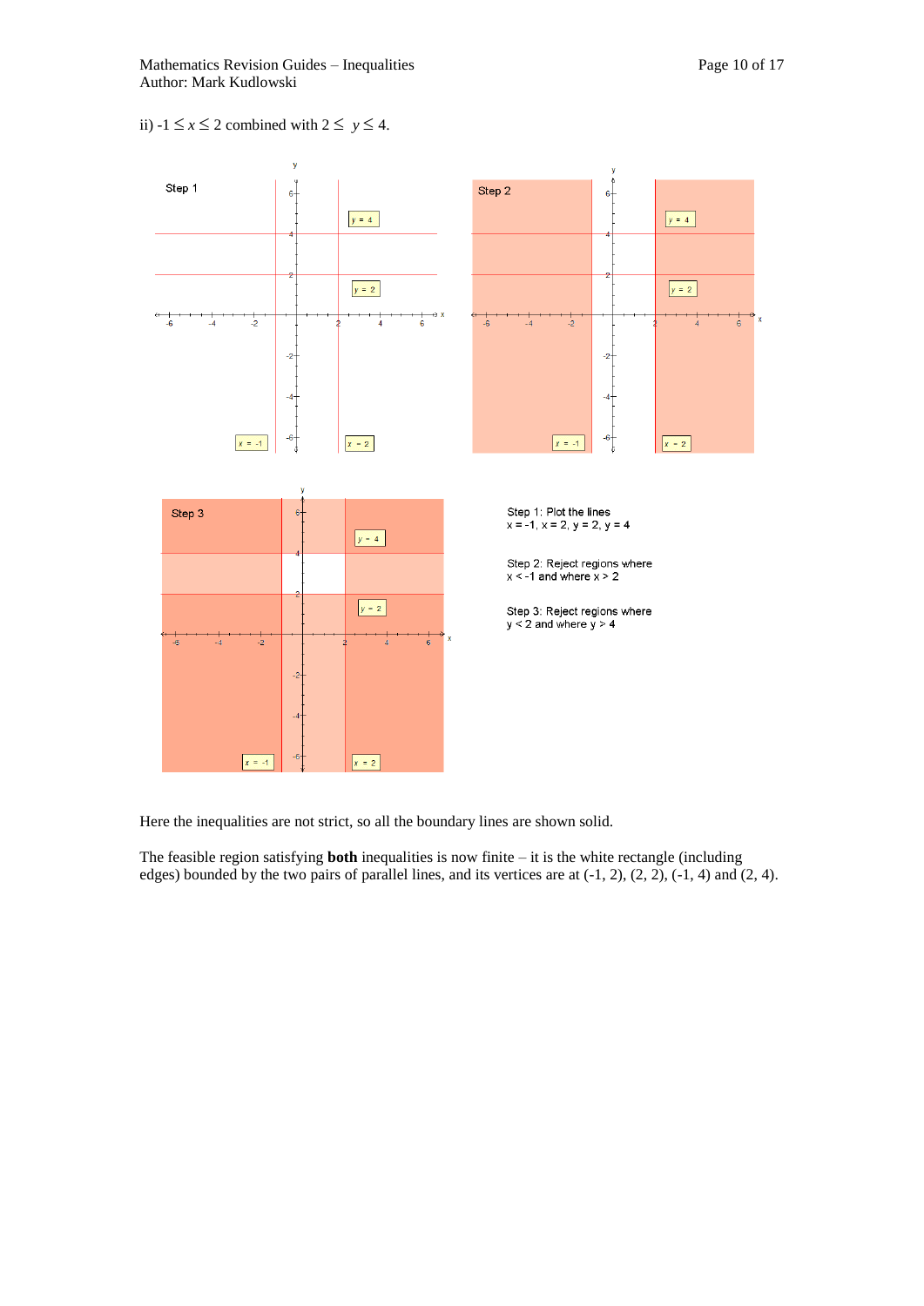ii) $-1 \leq x \leq 2$ combined with $2 \leq y \leq 4$.

Step 1

Step 2

Step 3

Step 1: Plot the lines
$x = -1$, $x = 2$, $y = 2$, $y = 4$

Step 2: Reject regions where
$x < -1$ and where $x > 2$

Step 3: Reject regions where
$y < 2$ and where $y > 4$

Here the inequalities are not strict, so all the boundary lines are shown solid.

The feasible region satisfying **both** inequalities is now finite – it is the white rectangle (including edges) bounded by the two pairs of parallel lines, and its vertices are at (-1, 2), (2, 2), (-1, 4) and (2, 4).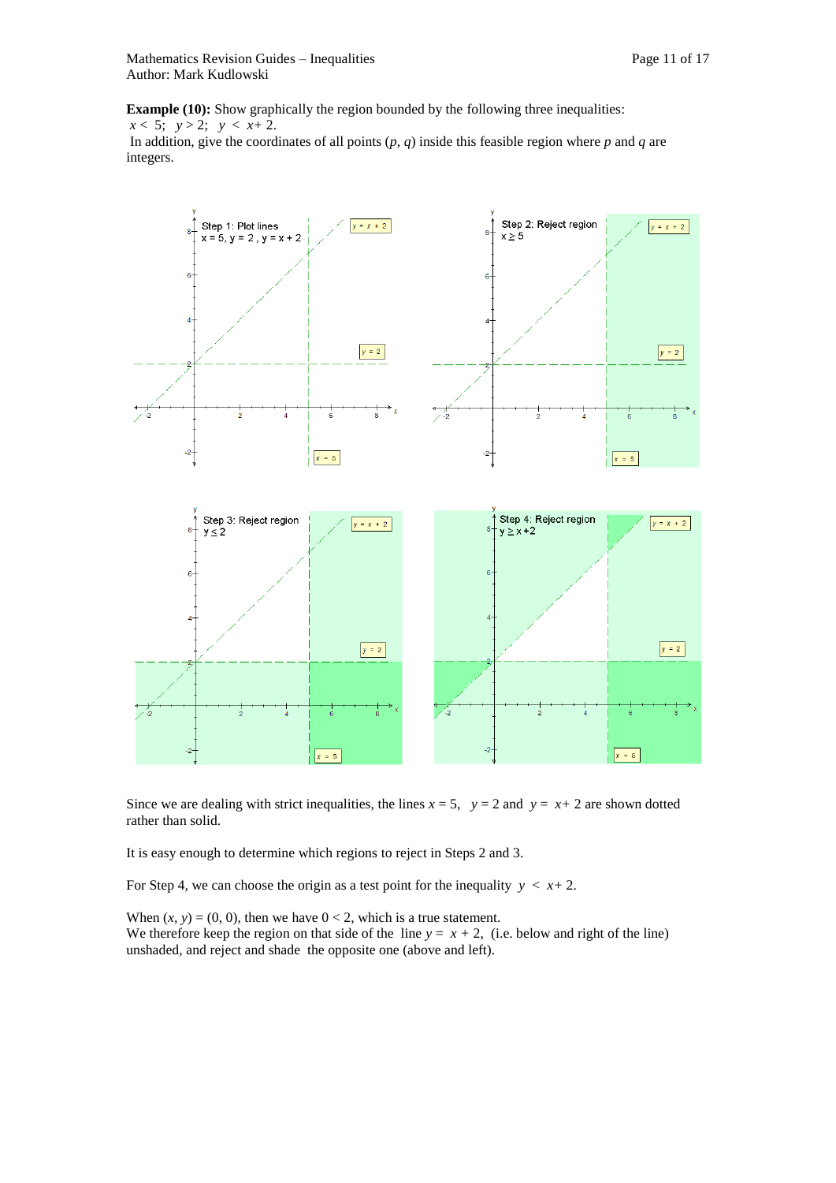**Example (10):** Show graphically the region bounded by the following three inequalities: $x < 5$; $y > 2$; $y < x + 2$.
In addition, give the coordinates of all points $(p, q)$ inside this feasible region where $p$ and $q$ are integers.

Step 1: Plot lines
x = 5, y = 2 , y = x + 2

y = x + 2
y = 2
x = 5

Step 2: Reject region
x ≥ 5

y = x + 2
y = 2
x = 5

Step 3: Reject region
y ≤ 2

y = x + 2
y = 2
x = 5

Step 4: Reject region
y ≥ x +2

y = x + 2
y = 2
x = 5

Since we are dealing with strict inequalities, the lines $x = 5$, $y = 2$ and $y = x + 2$ are shown dotted rather than solid.

It is easy enough to determine which regions to reject in Steps 2 and 3.

For Step 4, we can choose the origin as a test point for the inequality $y < x + 2$.

When $(x, y) = (0, 0)$, then we have $0 < 2$, which is a true statement.
We therefore keep the region on that side of the line $y = x + 2$, (i.e. below and right of the line) unshaded, and reject and shade the opposite one (above and left).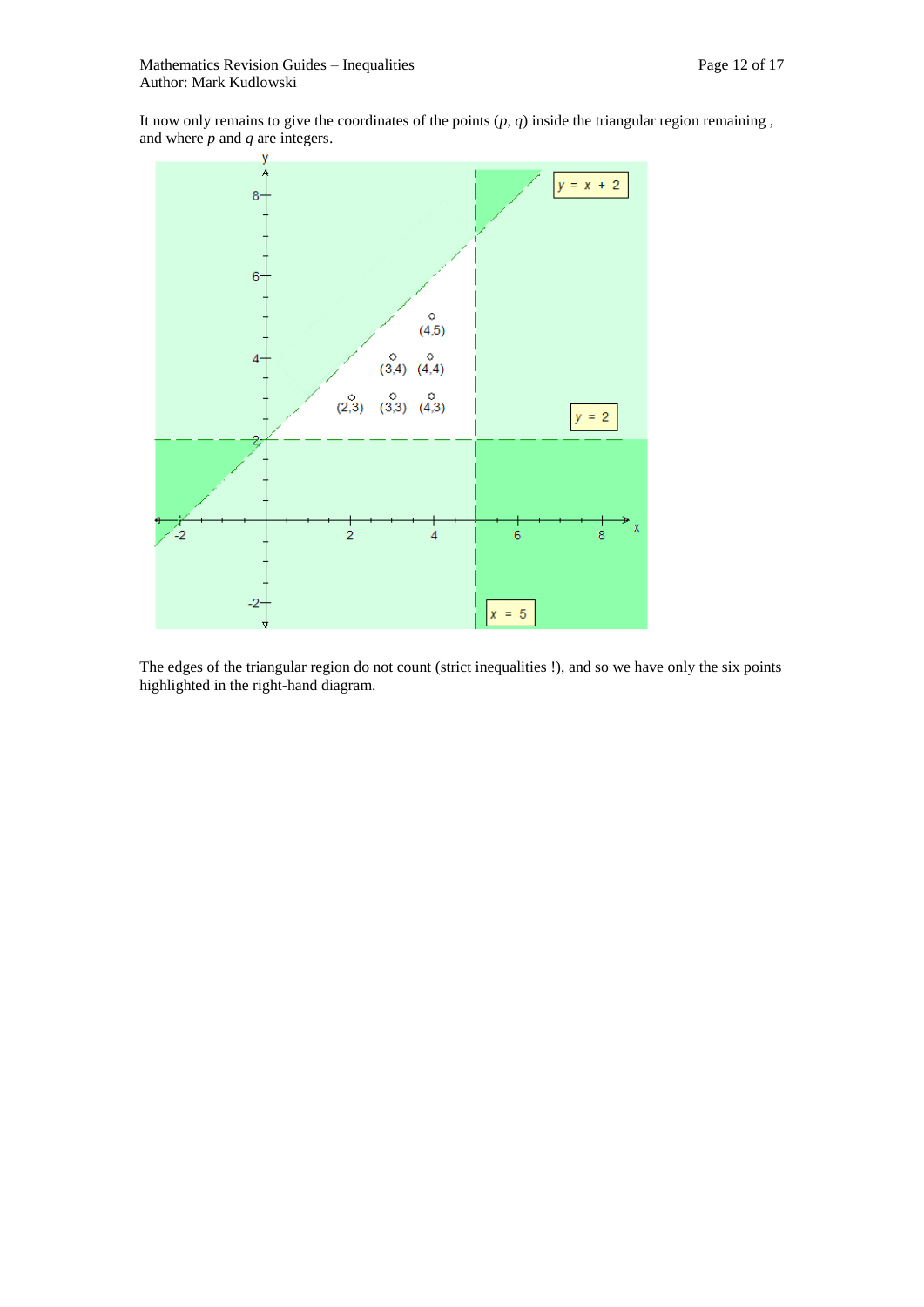It now only remains to give the coordinates of the points ($p$, $q$) inside the triangular region remaining , and where $p$ and $q$ are integers.

y = x + 2

y = 2

x = 5

(4,5)

(3,4) (4,4)

(2,3) (3,3) (4,3)

The edges of the triangular region do not count (strict inequalities !), and so we have only the six points highlighted in the right-hand diagram.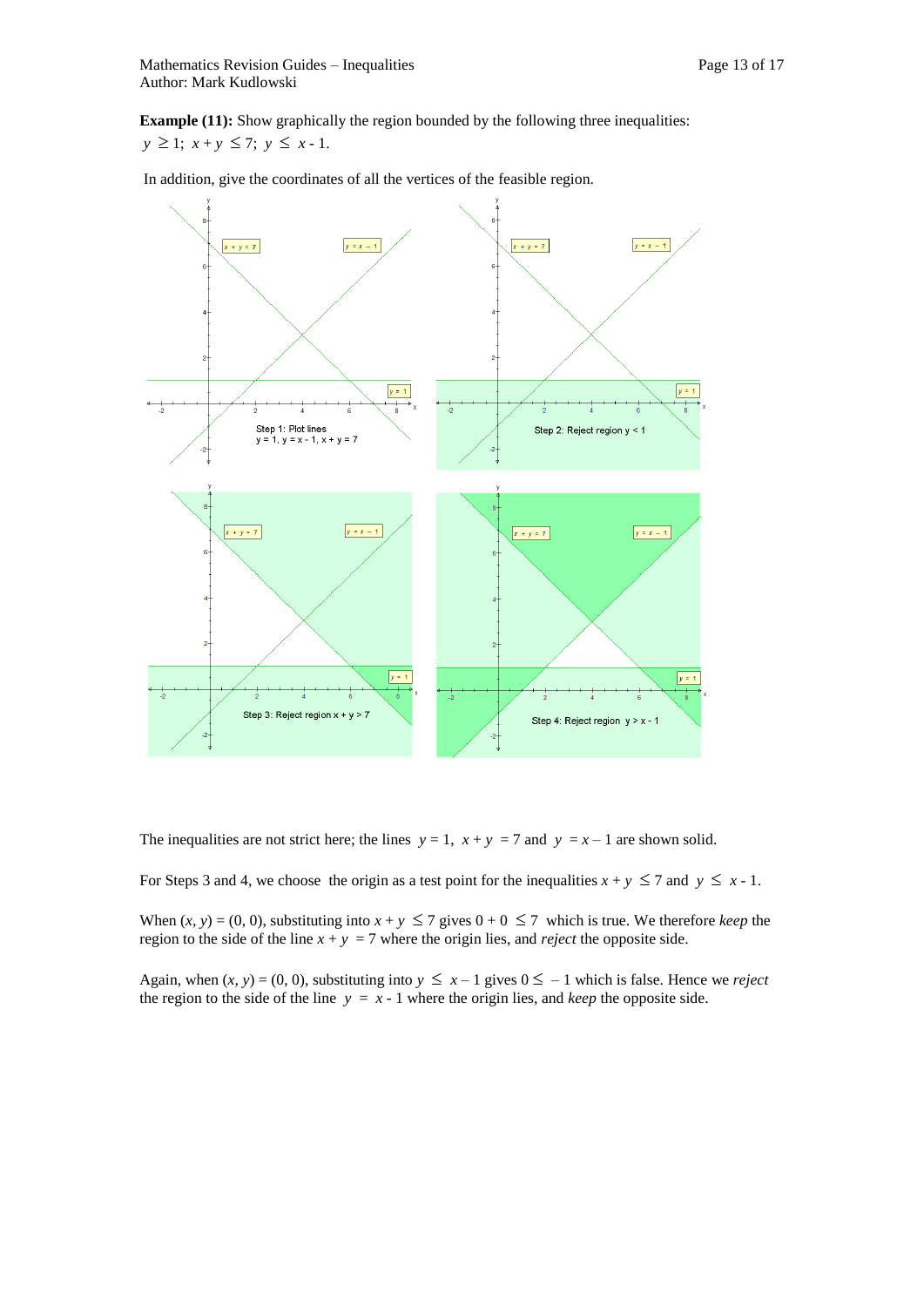**Example (11):** Show graphically the region bounded by the following three inequalities: $y \geq 1$; $x + y \leq 7$; $y \leq x - 1$.

In addition, give the coordinates of all the vertices of the feasible region.

x + y = 7
y = x − 1
y = 1
Step 1: Plot lines
y = 1, y = x - 1, x + y = 7

x + y = 7
y = x − 1
y = 1
Step 2: Reject region y < 1

x + y = 7
y = x − 1
y = 1
Step 3: Reject region x + y > 7

x + y = 7
y = x − 1
y = 1
Step 4: Reject region y > x - 1

The inequalities are not strict here; the lines $y = 1$, $x + y = 7$ and $y = x - 1$ are shown solid.

For Steps 3 and 4, we choose the origin as a test point for the inequalities $x + y \leq 7$ and $y \leq x - 1$.

When $(x, y) = (0, 0)$, substituting into $x + y \leq 7$ gives $0 + 0 \leq 7$ which is true. We therefore *keep* the region to the side of the line $x + y = 7$ where the origin lies, and *reject* the opposite side.

Again, when $(x, y) = (0, 0)$, substituting into $y \leq x - 1$ gives $0 \leq -1$ which is false. Hence we *reject* the region to the side of the line $y = x - 1$ where the origin lies, and *keep* the opposite side.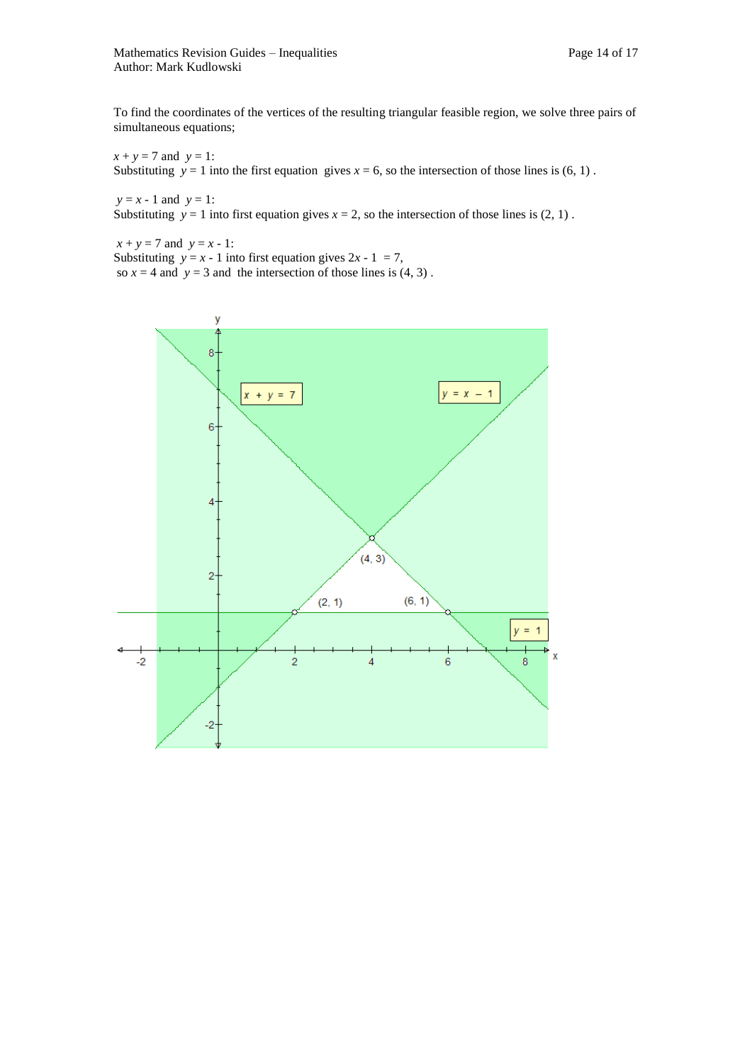To find the coordinates of the vertices of the resulting triangular feasible region, we solve three pairs of simultaneous equations;

$x + y = 7$ and $y = 1$:
Substituting $y = 1$ into the first equation gives $x = 6$, so the intersection of those lines is (6, 1) .

$y = x - 1$ and $y = 1$:
Substituting $y = 1$ into first equation gives $x = 2$, so the intersection of those lines is (2, 1) .

$x + y = 7$ and $y = x - 1$:
Substituting $y = x - 1$ into first equation gives $2x - 1 = 7$,
so $x = 4$ and $y = 3$ and the intersection of those lines is (4, 3) .

$x + y = 7$

$y = x - 1$

$y = 1$

(4, 3)

(2, 1)

(6, 1)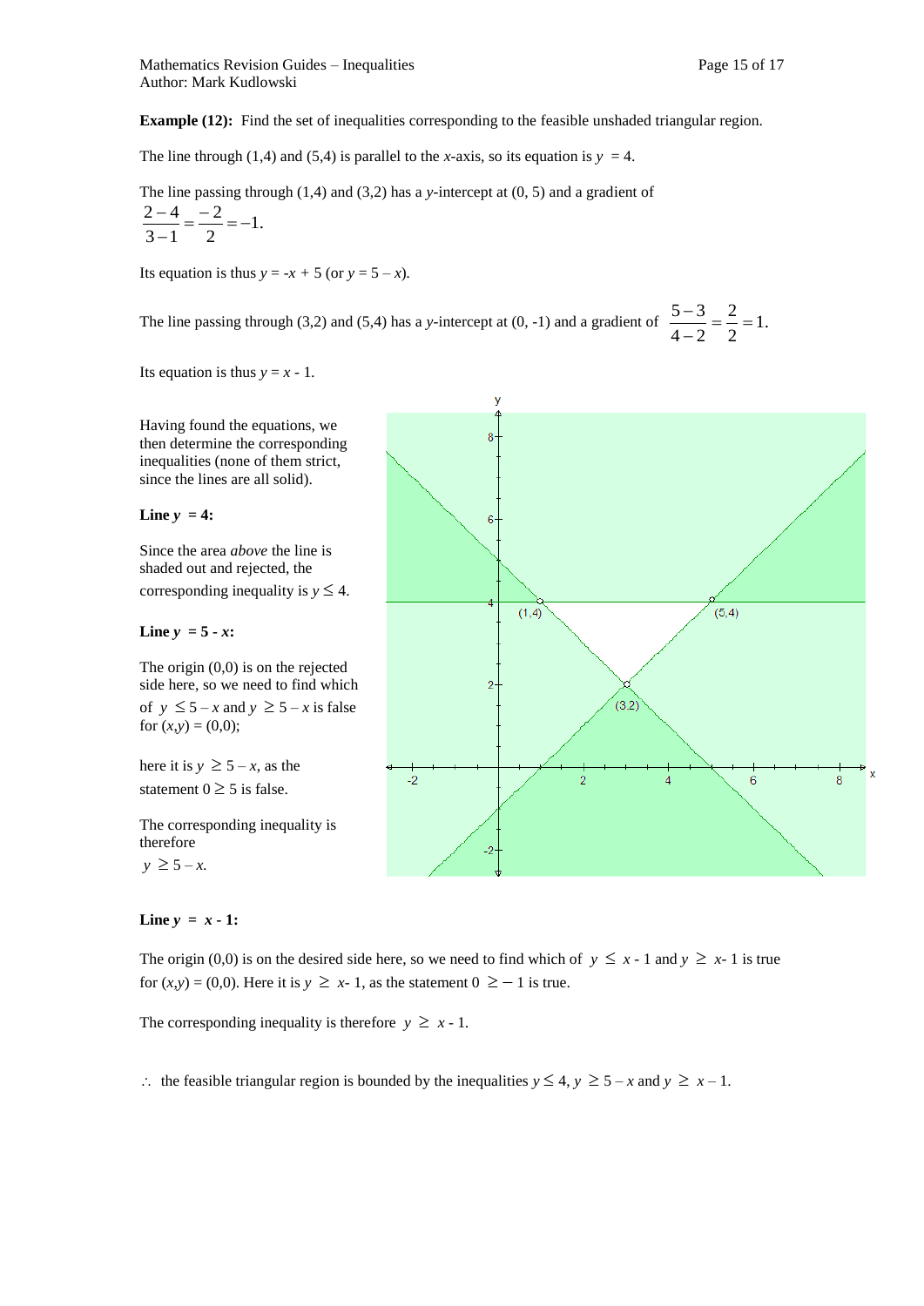**Example (12):** Find the set of inequalities corresponding to the feasible unshaded triangular region.

The line through (1,4) and (5,4) is parallel to the $x$-axis, so its equation is $y = 4$.

The line passing through (1,4) and (3,2) has a $y$-intercept at (0, 5) and a gradient of $\frac{2-4}{3-1} = \frac{-2}{2} = -1$.

Its equation is thus $y = -x + 5$ (or $y = 5 - x$).

The line passing through (3,2) and (5,4) has a $y$-intercept at (0, -1) and a gradient of $\frac{5-3}{4-2} = \frac{2}{2} = 1$.

Its equation is thus $y = x - 1$.

Having found the equations, we then determine the corresponding inequalities (none of them strict, since the lines are all solid).

y
8
6
4
2
-2
-2
2
4
6
8
x
(1,4)
(5,4)
(3,2)

**Line $y = 4$:**

Since the area *above* the line is shaded out and rejected, the corresponding inequality is $y \le 4$.

**Line $y = 5 - x$:**

The origin (0,0) is on the rejected side here, so we need to find which of $y \le 5 - x$ and $y \ge 5 - x$ is false for $(x,y) = (0,0)$;

here it is $y \ge 5 - x$, as the statement $0 \ge 5$ is false.

The corresponding inequality is therefore $y \ge 5 - x$.

**Line $y = x - 1$:**

The origin (0,0) is on the desired side here, so we need to find which of $y \le x - 1$ and $y \ge x - 1$ is true for $(x,y) = (0,0)$. Here it is $y \ge x - 1$, as the statement $0 \ge -1$ is true.

The corresponding inequality is therefore $y \ge x - 1$.

$\therefore$ the feasible triangular region is bounded by the inequalities $y \le 4$, $y \ge 5 - x$ and $y \ge x - 1$.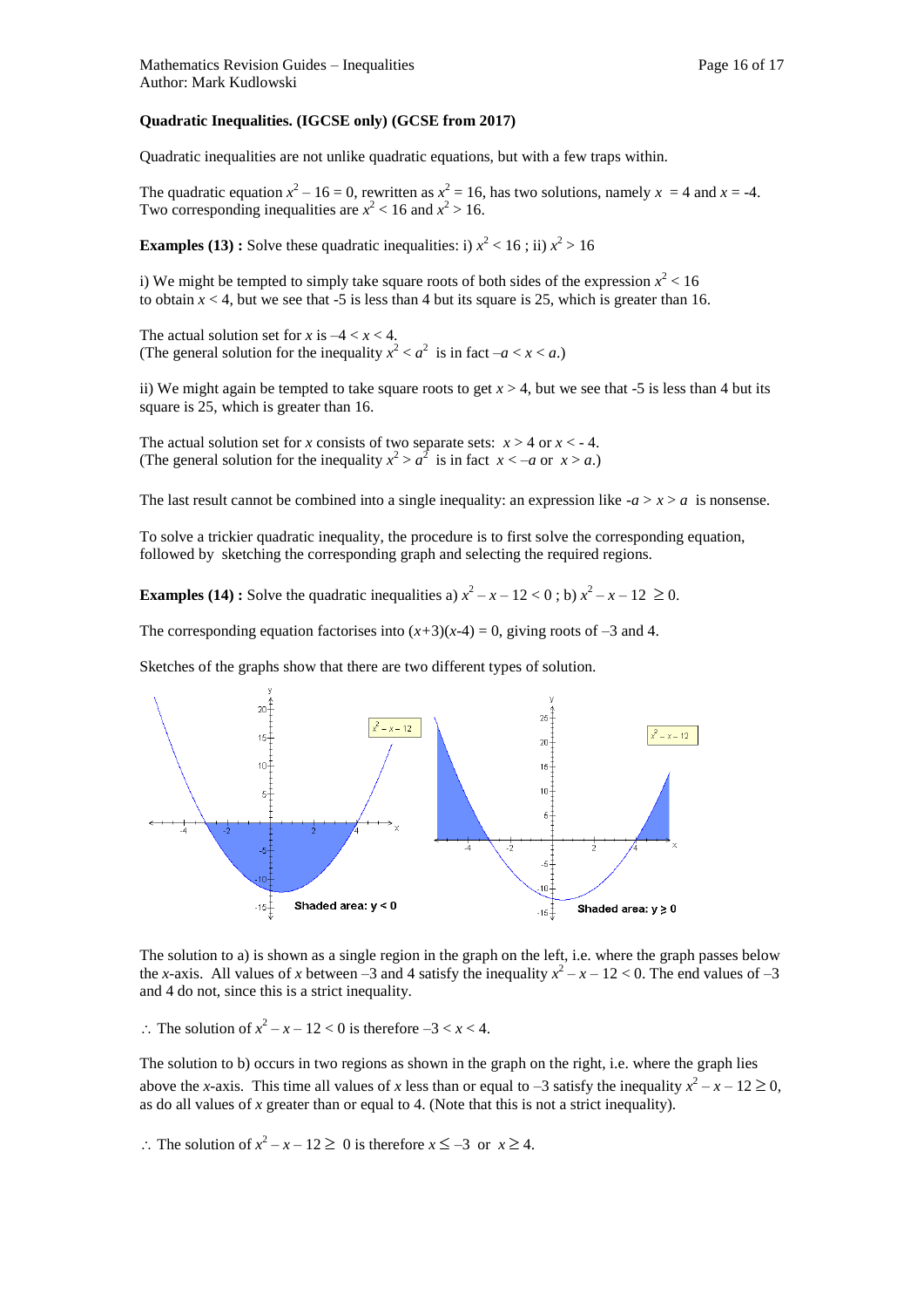**Quadratic Inequalities. (IGCSE only) (GCSE from 2017)**

Quadratic inequalities are not unlike quadratic equations, but with a few traps within.

The quadratic equation $x^2 - 16 = 0$, rewritten as $x^2 = 16$, has two solutions, namely $x = 4$ and $x = -4$. Two corresponding inequalities are $x^2 < 16$ and $x^2 > 16$.

**Examples (13) :** Solve these quadratic inequalities: i) $x^2 < 16$ ; ii) $x^2 > 16$

i) We might be tempted to simply take square roots of both sides of the expression $x^2 < 16$ to obtain $x < 4$, but we see that -5 is less than 4 but its square is 25, which is greater than 16.

The actual solution set for $x$ is $-4 < x < 4$.
(The general solution for the inequality $x^2 < a^2$ is in fact $-a < x < a$.)

ii) We might again be tempted to take square roots to get $x > 4$, but we see that -5 is less than 4 but its square is 25, which is greater than 16.

The actual solution set for $x$ consists of two separate sets: $x > 4$ or $x < -4$.
(The general solution for the inequality $x^2 > a^2$ is in fact $x < -a$ or $x > a$.)

The last result cannot be combined into a single inequality: an expression like $-a > x > a$ is nonsense.

To solve a trickier quadratic inequality, the procedure is to first solve the corresponding equation, followed by sketching the corresponding graph and selecting the required regions.

**Examples (14) :** Solve the quadratic inequalities a) $x^2 - x - 12 < 0$ ; b) $x^2 - x - 12 \geq 0$.

The corresponding equation factorises into $(x+3)(x-4) = 0$, giving roots of $-3$ and 4.

Sketches of the graphs show that there are two different types of solution.

$x^2 - x - 12$

Shaded area: y < 0

$x^2 - x - 12$

Shaded area: y ≥ 0

The solution to a) is shown as a single region in the graph on the left, i.e. where the graph passes below the $x$-axis. All values of $x$ between $-3$ and 4 satisfy the inequality $x^2 - x - 12 < 0$. The end values of $-3$ and 4 do not, since this is a strict inequality.

$\therefore$ The solution of $x^2 - x - 12 < 0$ is therefore $-3 < x < 4$.

The solution to b) occurs in two regions as shown in the graph on the right, i.e. where the graph lies above the $x$-axis. This time all values of $x$ less than or equal to $-3$ satisfy the inequality $x^2 - x - 12 \geq 0$, as do all values of $x$ greater than or equal to 4. (Note that this is not a strict inequality).

$\therefore$ The solution of $x^2 - x - 12 \geq 0$ is therefore $x \leq -3$ or $x \geq 4$.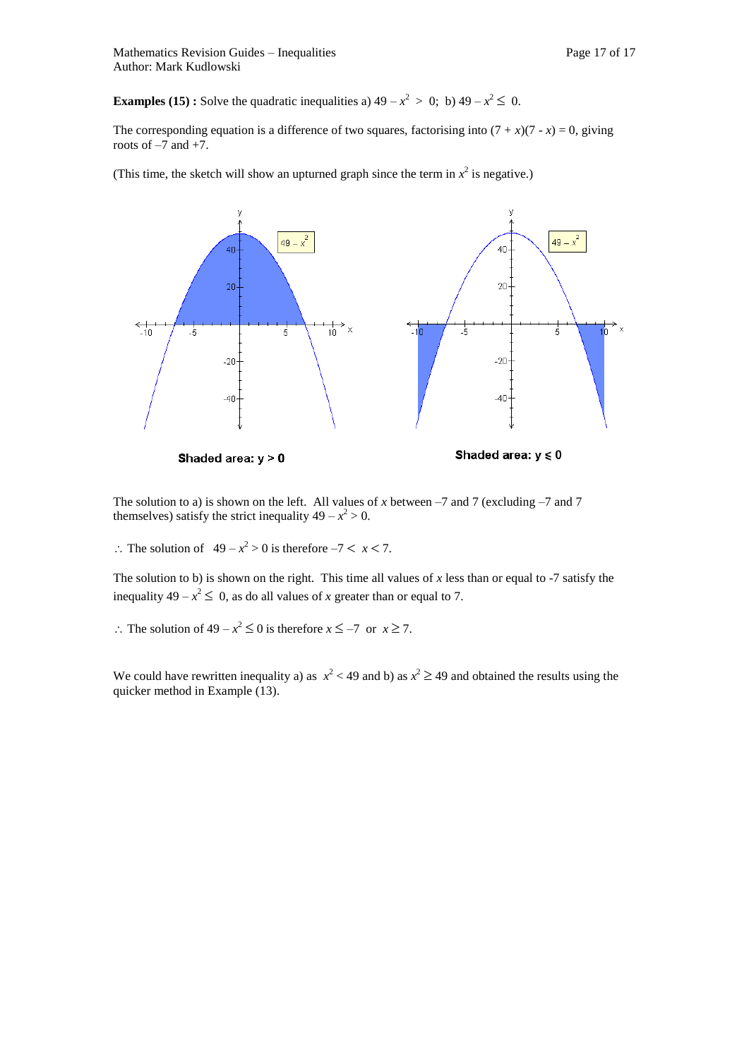**Examples (15) :** Solve the quadratic inequalities a) $49 - x^2 > 0$; b) $49 - x^2 \leq 0$.

The corresponding equation is a difference of two squares, factorising into $(7 + x)(7 - x) = 0$, giving roots of $-7$ and $+7$.

(This time, the sketch will show an upturned graph since the term in $x^2$ is negative.)

$49 - x^2$

Shaded area: y > 0

$49 - x^2$

Shaded area: y ≤ 0

The solution to a) is shown on the left. All values of $x$ between $-7$ and 7 (excluding $-7$ and 7 themselves) satisfy the strict inequality $49 - x^2 > 0$.

$\therefore$ The solution of $49 - x^2 > 0$ is therefore $-7 < x < 7$.

The solution to b) is shown on the right. This time all values of $x$ less than or equal to -7 satisfy the inequality $49 - x^2 \leq 0$, as do all values of $x$ greater than or equal to 7.

$\therefore$ The solution of $49 - x^2 \leq 0$ is therefore $x \leq -7$ or $x \geq 7$.

We could have rewritten inequality a) as $x^2 < 49$ and b) as $x^2 \geq 49$ and obtained the results using the quicker method in Example (13).